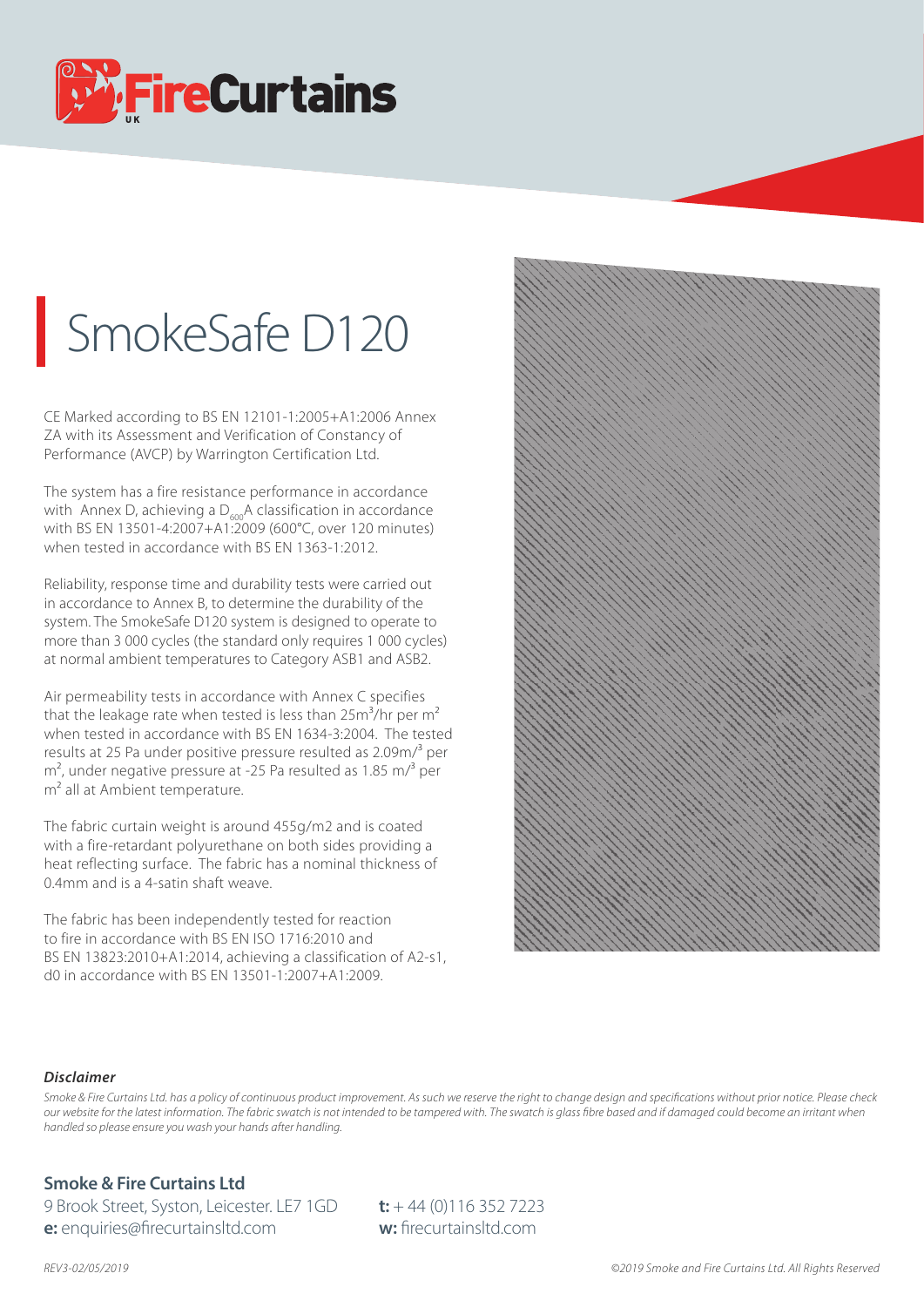# SmokeSafe D120

CE Marked according to BS EN 12101-1:2005+A1:2006 Annex ZA with its Assessment and Verification of Constancy of Performance (AVCP) by Warrington Certification Ltd.

The system has a fire resistance performance in accordance with Annex D, achieving a $D_{600}A$ classification in accordance with BS EN 13501-4:2007+A1:2009 (600°C, over 120 minutes) when tested in accordance with BS EN 1363-1:2012.

Reliability, response time and durability tests were carried out in accordance to Annex B, to determine the durability of the system. The SmokeSafe D120 system is designed to operate to more than 3 000 cycles (the standard only requires 1 000 cycles) at normal ambient temperatures to Category ASB1 and ASB2.

Air permeability tests in accordance with Annex C specifies that the leakage rate when tested is less than $25m^3$/hr per $m^2$ when tested in accordance with BS EN 1634-3:2004. The tested results at 25 Pa under positive pressure resulted as 2.09m/$^3$ per $m^2$, under negative pressure at -25 Pa resulted as 1.85 m/$^3$ per $m^2$ all at Ambient temperature.

The fabric curtain weight is around 455g/m2 and is coated with a fire-retardant polyurethane on both sides providing a heat reflecting surface. The fabric has a nominal thickness of 0.4mm and is a 4-satin shaft weave.

The fabric has been independently tested for reaction to fire in accordance with BS EN ISO 1716:2010 and BS EN 13823:2010+A1:2014, achieving a classification of A2-s1, d0 in accordance with BS EN 13501-1:2007+A1:2009.

***Disclaimer***

*Smoke & Fire Curtains Ltd. has a policy of continuous product improvement. As such we reserve the right to change design and specifications without prior notice. Please check our website for the latest information. The fabric swatch is not intended to be tampered with. The swatch is glass fibre based and if damaged could become an irritant when handled so please ensure you wash your hands after handling.*

**Smoke & Fire Curtains Ltd**

9 Brook Street, Syston, Leicester. LE7 1GD
**e:** enquiries@firecurtainsltd.com

**t:** + 44 (0)116 352 7223
**w:** firecurtainsltd.com

*REV3-02/05/2019*

*©2019 Smoke and Fire Curtains Ltd. All Rights Reserved*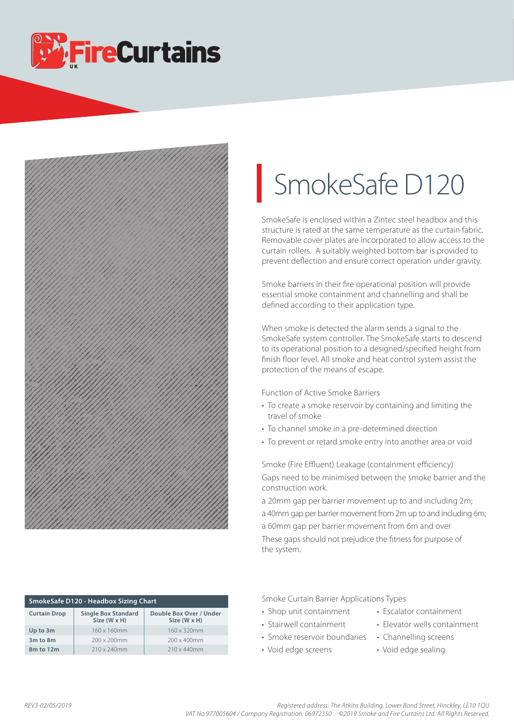# SmokeSafe D120

SmokeSafe is enclosed within a Zintec steel headbox and this structure is rated at the same temperature as the curtain fabric. Removable cover plates are incorporated to allow access to the curtain rollers. A suitably weighted bottom bar is provided to prevent deflection and ensure correct operation under gravity.

Smoke barriers in their fire operational position will provide essential smoke containment and channelling and shall be defined according to their application type.

When smoke is detected the alarm sends a signal to the SmokeSafe system controller. The SmokeSafe starts to descend to its operational position to a designed/specified height from finish floor level. All smoke and heat control system assist the protection of the means of escape.

Function of Active Smoke Barriers

- To create a smoke reservoir by containing and limiting the travel of smoke
- To channel smoke in a pre-determined direction
- To prevent or retard smoke entry into another area or void

Smoke (Fire Effluent) Leakage (containment efficiency)

Gaps need to be minimised between the smoke barrier and the construction work.

a 20mm gap per barrier movement up to and including 2m;

a 40mm gap per barrier movement from 2m up to and including 6m;

a 60mm gap per barrier movement from 6m and over

These gaps should not prejudice the fitness for purpose of the system.

**SmokeSafe D120 - Headbox Sizing Chart**

| Curtain Drop | Single Box Standard Size (W x H) | Double Box Over / Under Size (W x H) |
|---|---|---|
| **Up to 3m** | 160 x 160mm | 160 x 320mm |
| **3m to 8m** | 200 x 200mm | 200 x 400mm |
| **8m to 12m** | 210 x 240mm | 210 x 440mm |

Smoke Curtain Barrier Applications Types

- Shop unit containment
- Stairwell containment
- Smoke reservoir boundaries
- Void edge screens
- Escalator containment
- Elevator wells containment
- Channelling screens
- Void edge sealing

*REV3-02/05/2019*

*Registered address: The Atkins Building, Lower Bond Street, Hinckley, LE10 1QU*
*VAT No.977005604 / Company Registration: 06972350 ©2019 Smoke and Fire Curtains Ltd. All Rights Reserved.*